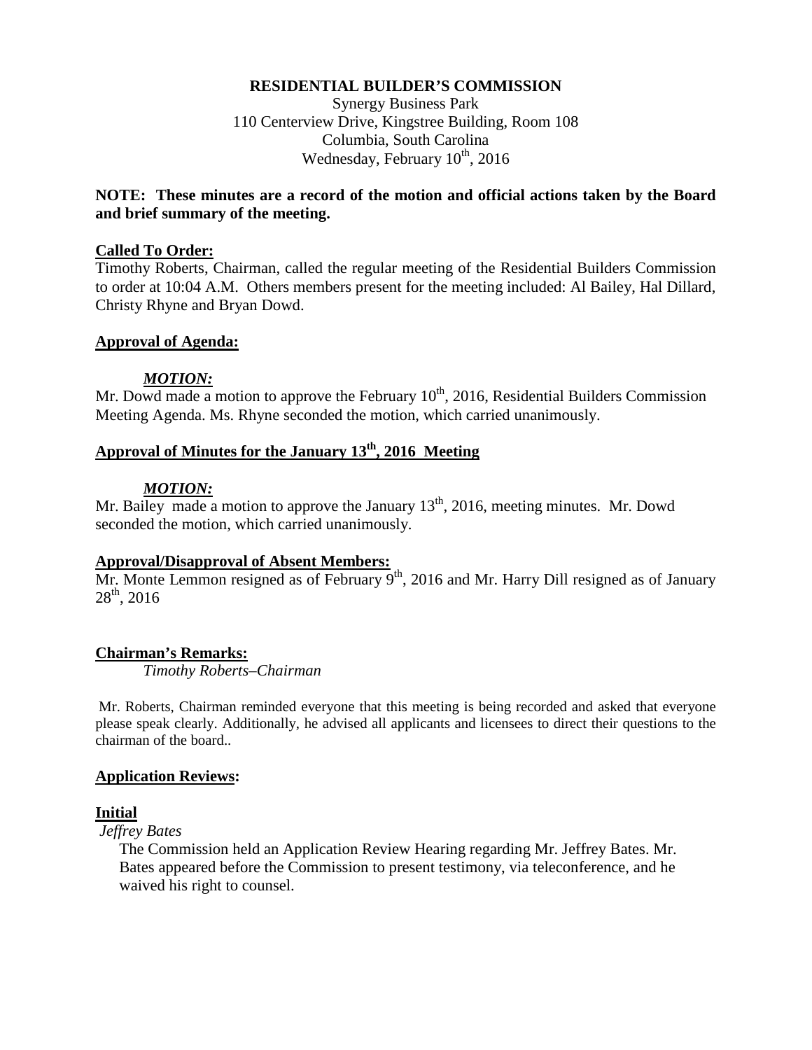# RESIDENTIAL BUILDER'S COMMISSION

Synergy Business Park
110 Centerview Drive, Kingstree Building, Room 108
Columbia, South Carolina
Wednesday, February 10th, 2016

**NOTE: These minutes are a record of the motion and official actions taken by the Board and brief summary of the meeting.**

## Called To Order:

Timothy Roberts, Chairman, called the regular meeting of the Residential Builders Commission to order at 10:04 A.M. Others members present for the meeting included: Al Bailey, Hal Dillard, Christy Rhyne and Bryan Dowd.

## Approval of Agenda:

***MOTION:***

Mr. Dowd made a motion to approve the February 10th, 2016, Residential Builders Commission Meeting Agenda. Ms. Rhyne seconded the motion, which carried unanimously.

## Approval of Minutes for the January 13th, 2016 Meeting

***MOTION:***

Mr. Bailey made a motion to approve the January 13th, 2016, meeting minutes. Mr. Dowd seconded the motion, which carried unanimously.

## Approval/Disapproval of Absent Members:

Mr. Monte Lemmon resigned as of February 9th, 2016 and Mr. Harry Dill resigned as of January 28th, 2016

## Chairman's Remarks:

*Timothy Roberts–Chairman*

Mr. Roberts, Chairman reminded everyone that this meeting is being recorded and asked that everyone please speak clearly. Additionally, he advised all applicants and licensees to direct their questions to the chairman of the board..

## Application Reviews:

### Initial

*Jeffrey Bates*

The Commission held an Application Review Hearing regarding Mr. Jeffrey Bates. Mr. Bates appeared before the Commission to present testimony, via teleconference, and he waived his right to counsel.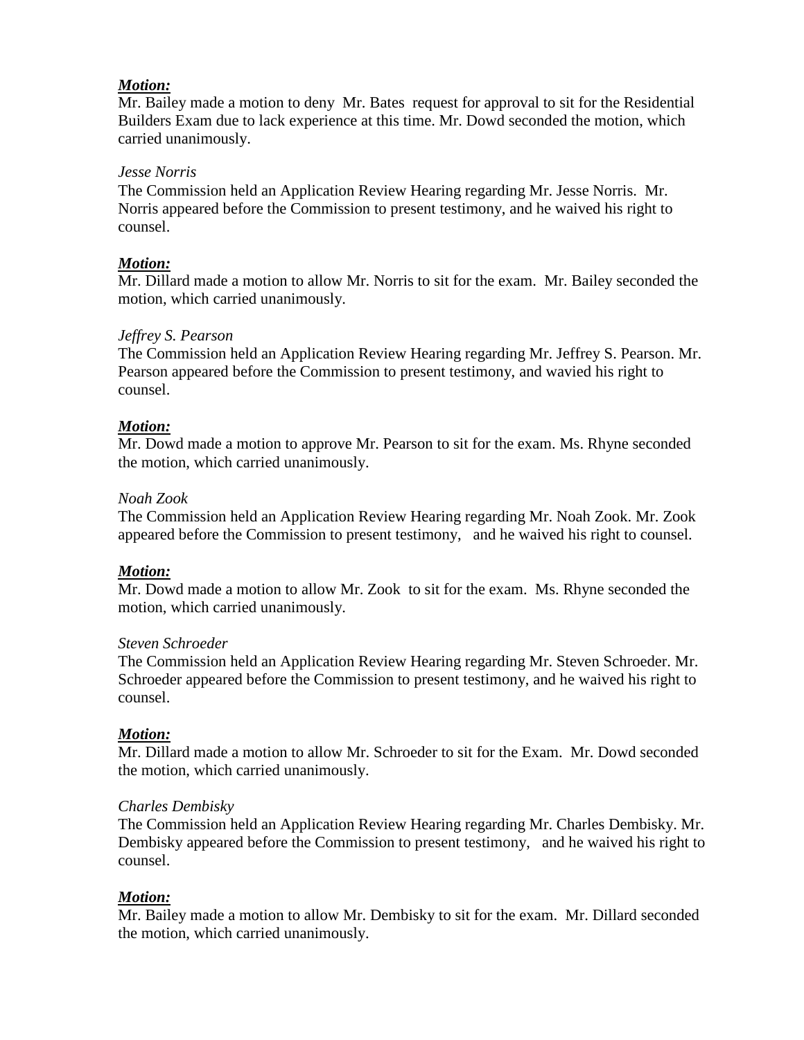***Motion:***
Mr. Bailey made a motion to deny Mr. Bates request for approval to sit for the Residential Builders Exam due to lack experience at this time. Mr. Dowd seconded the motion, which carried unanimously.

*Jesse Norris*
The Commission held an Application Review Hearing regarding Mr. Jesse Norris. Mr. Norris appeared before the Commission to present testimony, and he waived his right to counsel.

***Motion:***
Mr. Dillard made a motion to allow Mr. Norris to sit for the exam. Mr. Bailey seconded the motion, which carried unanimously.

*Jeffrey S. Pearson*
The Commission held an Application Review Hearing regarding Mr. Jeffrey S. Pearson. Mr. Pearson appeared before the Commission to present testimony, and wavied his right to counsel.

***Motion:***
Mr. Dowd made a motion to approve Mr. Pearson to sit for the exam. Ms. Rhyne seconded the motion, which carried unanimously.

*Noah Zook*
The Commission held an Application Review Hearing regarding Mr. Noah Zook. Mr. Zook appeared before the Commission to present testimony, and he waived his right to counsel.

***Motion:***
Mr. Dowd made a motion to allow Mr. Zook to sit for the exam. Ms. Rhyne seconded the motion, which carried unanimously.

*Steven Schroeder*
The Commission held an Application Review Hearing regarding Mr. Steven Schroeder. Mr. Schroeder appeared before the Commission to present testimony, and he waived his right to counsel.

***Motion:***
Mr. Dillard made a motion to allow Mr. Schroeder to sit for the Exam. Mr. Dowd seconded the motion, which carried unanimously.

*Charles Dembisky*
The Commission held an Application Review Hearing regarding Mr. Charles Dembisky. Mr. Dembisky appeared before the Commission to present testimony, and he waived his right to counsel.

***Motion:***
Mr. Bailey made a motion to allow Mr. Dembisky to sit for the exam. Mr. Dillard seconded the motion, which carried unanimously.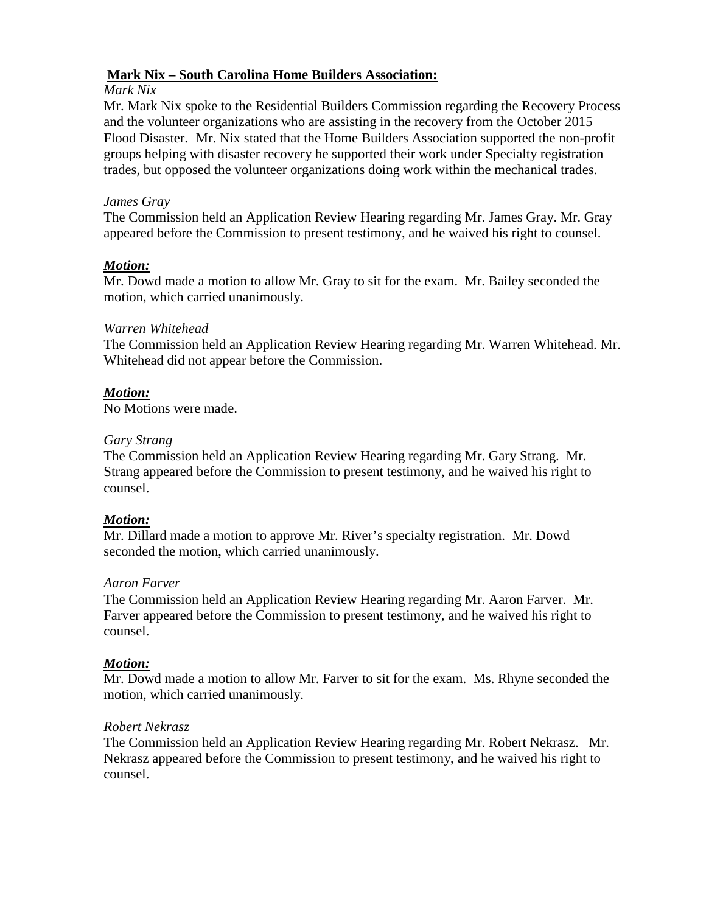**Mark Nix – South Carolina Home Builders Association:**

*Mark Nix*

Mr. Mark Nix spoke to the Residential Builders Commission regarding the Recovery Process and the volunteer organizations who are assisting in the recovery from the October 2015 Flood Disaster. Mr. Nix stated that the Home Builders Association supported the non-profit groups helping with disaster recovery he supported their work under Specialty registration trades, but opposed the volunteer organizations doing work within the mechanical trades.

*James Gray*

The Commission held an Application Review Hearing regarding Mr. James Gray. Mr. Gray appeared before the Commission to present testimony, and he waived his right to counsel.

***Motion:***

Mr. Dowd made a motion to allow Mr. Gray to sit for the exam. Mr. Bailey seconded the motion, which carried unanimously.

*Warren Whitehead*

The Commission held an Application Review Hearing regarding Mr. Warren Whitehead. Mr. Whitehead did not appear before the Commission.

***Motion:***

No Motions were made.

*Gary Strang*

The Commission held an Application Review Hearing regarding Mr. Gary Strang. Mr. Strang appeared before the Commission to present testimony, and he waived his right to counsel.

***Motion:***

Mr. Dillard made a motion to approve Mr. River's specialty registration. Mr. Dowd seconded the motion, which carried unanimously.

*Aaron Farver*

The Commission held an Application Review Hearing regarding Mr. Aaron Farver. Mr. Farver appeared before the Commission to present testimony, and he waived his right to counsel.

***Motion:***

Mr. Dowd made a motion to allow Mr. Farver to sit for the exam. Ms. Rhyne seconded the motion, which carried unanimously.

*Robert Nekrasz*

The Commission held an Application Review Hearing regarding Mr. Robert Nekrasz. Mr. Nekrasz appeared before the Commission to present testimony, and he waived his right to counsel.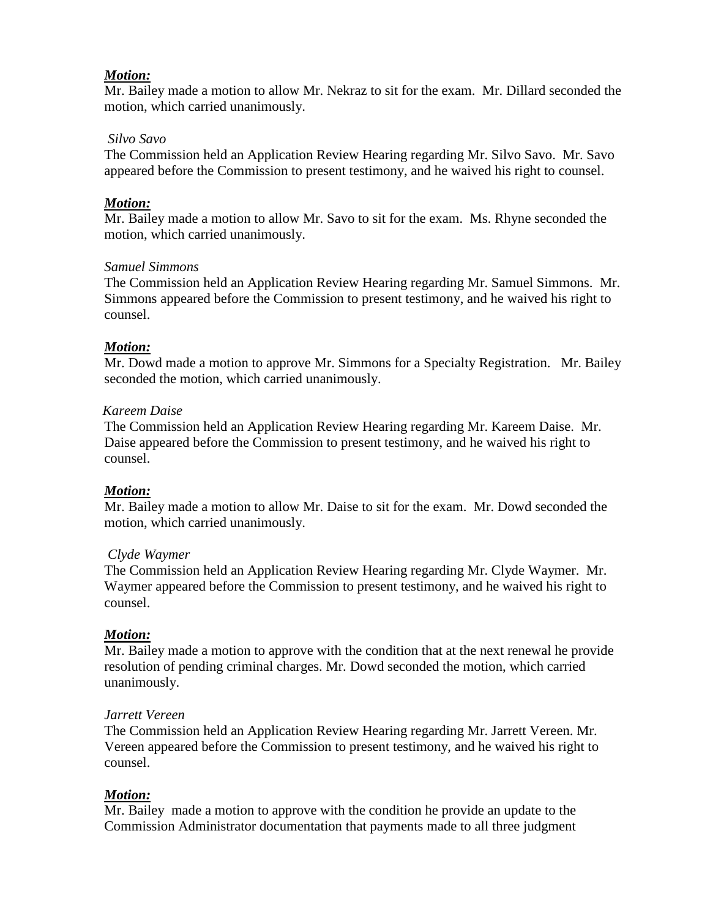***Motion:***
Mr. Bailey made a motion to allow Mr. Nekraz to sit for the exam. Mr. Dillard seconded the motion, which carried unanimously.

*Silvo Savo*
The Commission held an Application Review Hearing regarding Mr. Silvo Savo. Mr. Savo appeared before the Commission to present testimony, and he waived his right to counsel.

***Motion:***
Mr. Bailey made a motion to allow Mr. Savo to sit for the exam. Ms. Rhyne seconded the motion, which carried unanimously.

*Samuel Simmons*
The Commission held an Application Review Hearing regarding Mr. Samuel Simmons. Mr. Simmons appeared before the Commission to present testimony, and he waived his right to counsel.

***Motion:***
Mr. Dowd made a motion to approve Mr. Simmons for a Specialty Registration. Mr. Bailey seconded the motion, which carried unanimously.

*Kareem Daise*
The Commission held an Application Review Hearing regarding Mr. Kareem Daise. Mr. Daise appeared before the Commission to present testimony, and he waived his right to counsel.

***Motion:***
Mr. Bailey made a motion to allow Mr. Daise to sit for the exam. Mr. Dowd seconded the motion, which carried unanimously.

*Clyde Waymer*
The Commission held an Application Review Hearing regarding Mr. Clyde Waymer. Mr. Waymer appeared before the Commission to present testimony, and he waived his right to counsel.

***Motion:***
Mr. Bailey made a motion to approve with the condition that at the next renewal he provide resolution of pending criminal charges. Mr. Dowd seconded the motion, which carried unanimously.

*Jarrett Vereen*
The Commission held an Application Review Hearing regarding Mr. Jarrett Vereen. Mr. Vereen appeared before the Commission to present testimony, and he waived his right to counsel.

***Motion:***
Mr. Bailey made a motion to approve with the condition he provide an update to the Commission Administrator documentation that payments made to all three judgment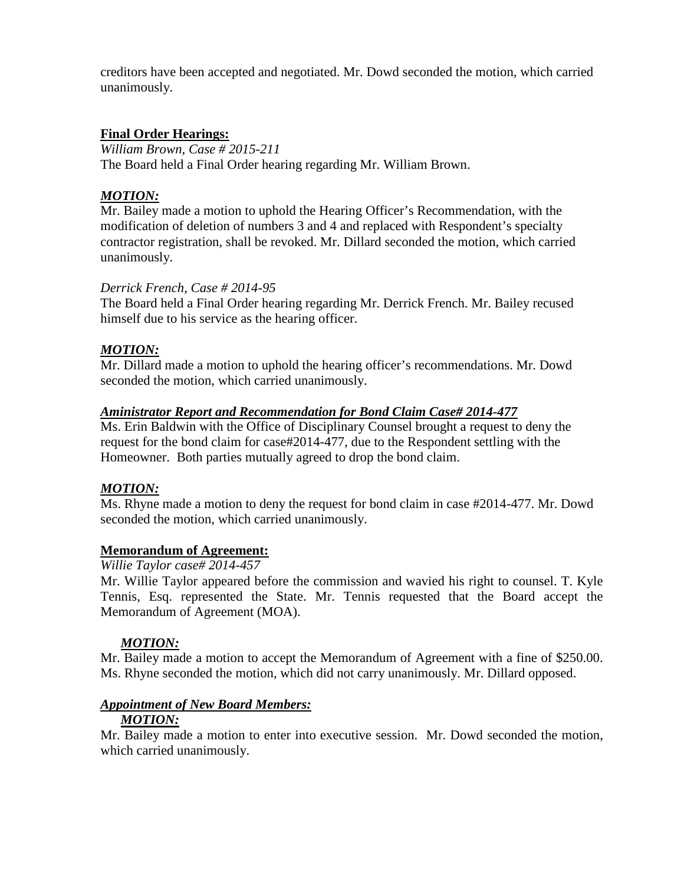creditors have been accepted and negotiated. Mr. Dowd seconded the motion, which carried unanimously.

**Final Order Hearings:**

*William Brown, Case # 2015-211*

The Board held a Final Order hearing regarding Mr. William Brown.

***MOTION:***

Mr. Bailey made a motion to uphold the Hearing Officer's Recommendation, with the modification of deletion of numbers 3 and 4 and replaced with Respondent's specialty contractor registration, shall be revoked. Mr. Dillard seconded the motion, which carried unanimously.

*Derrick French, Case # 2014-95*

The Board held a Final Order hearing regarding Mr. Derrick French. Mr. Bailey recused himself due to his service as the hearing officer.

***MOTION:***

Mr. Dillard made a motion to uphold the hearing officer's recommendations. Mr. Dowd seconded the motion, which carried unanimously.

***Aministrator Report and Recommendation for Bond Claim Case# 2014-477***

Ms. Erin Baldwin with the Office of Disciplinary Counsel brought a request to deny the request for the bond claim for case#2014-477, due to the Respondent settling with the Homeowner. Both parties mutually agreed to drop the bond claim.

***MOTION:***

Ms. Rhyne made a motion to deny the request for bond claim in case #2014-477. Mr. Dowd seconded the motion, which carried unanimously.

**Memorandum of Agreement:**

*Willie Taylor case# 2014-457*

Mr. Willie Taylor appeared before the commission and wavied his right to counsel. T. Kyle Tennis, Esq. represented the State. Mr. Tennis requested that the Board accept the Memorandum of Agreement (MOA).

***MOTION:***

Mr. Bailey made a motion to accept the Memorandum of Agreement with a fine of $250.00. Ms. Rhyne seconded the motion, which did not carry unanimously. Mr. Dillard opposed.

***Appointment of New Board Members:***

***MOTION:***

Mr. Bailey made a motion to enter into executive session. Mr. Dowd seconded the motion, which carried unanimously.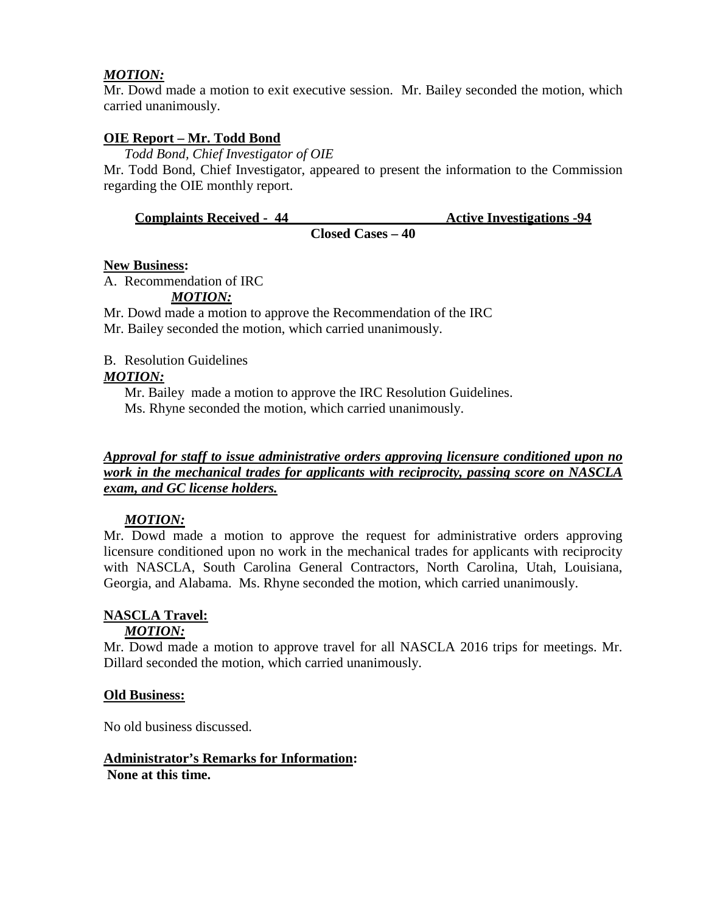***MOTION:***

Mr. Dowd made a motion to exit executive session. Mr. Bailey seconded the motion, which carried unanimously.

**OIE Report – Mr. Todd Bond**

*Todd Bond, Chief Investigator of OIE*

Mr. Todd Bond, Chief Investigator, appeared to present the information to the Commission regarding the OIE monthly report.

**Complaints Received - 44** **Active Investigations -94**

**Closed Cases – 40**

**New Business:**

A. Recommendation of IRC

***MOTION:***

Mr. Dowd made a motion to approve the Recommendation of the IRC

Mr. Bailey seconded the motion, which carried unanimously.

B. Resolution Guidelines

***MOTION:***

Mr. Bailey made a motion to approve the IRC Resolution Guidelines.

Ms. Rhyne seconded the motion, which carried unanimously.

***Approval for staff to issue administrative orders approving licensure conditioned upon no work in the mechanical trades for applicants with reciprocity, passing score on NASCLA exam, and GC license holders.***

***MOTION:***

Mr. Dowd made a motion to approve the request for administrative orders approving licensure conditioned upon no work in the mechanical trades for applicants with reciprocity with NASCLA, South Carolina General Contractors, North Carolina, Utah, Louisiana, Georgia, and Alabama. Ms. Rhyne seconded the motion, which carried unanimously.

**NASCLA Travel:**

***MOTION:***

Mr. Dowd made a motion to approve travel for all NASCLA 2016 trips for meetings. Mr. Dillard seconded the motion, which carried unanimously.

**Old Business:**

No old business discussed.

**Administrator's Remarks for Information:**

**None at this time.**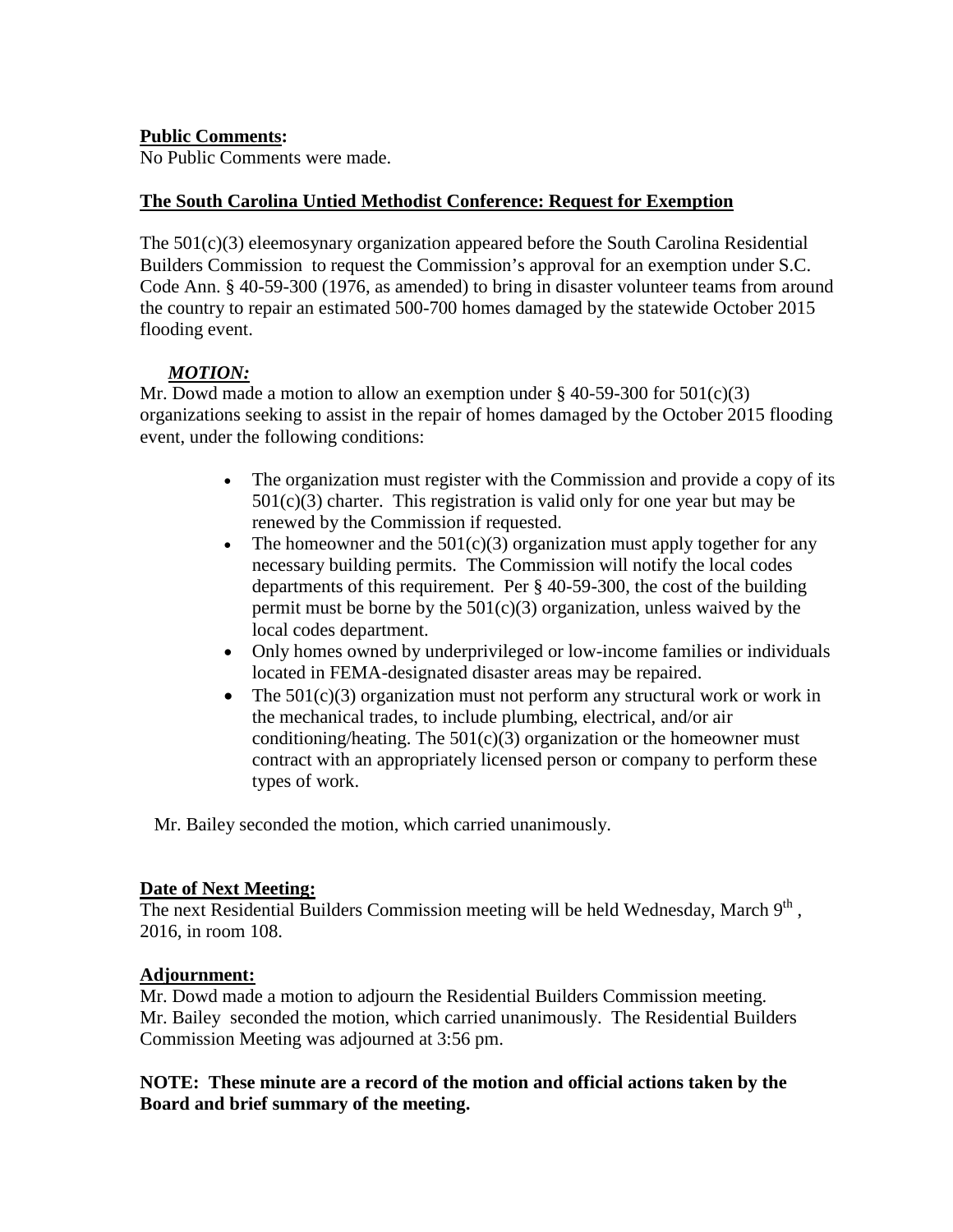**Public Comments:**
No Public Comments were made.

**The South Carolina Untied Methodist Conference: Request for Exemption**

The 501(c)(3) eleemosynary organization appeared before the South Carolina Residential Builders Commission to request the Commission's approval for an exemption under S.C. Code Ann. § 40-59-300 (1976, as amended) to bring in disaster volunteer teams from around the country to repair an estimated 500-700 homes damaged by the statewide October 2015 flooding event.

***MOTION:***
Mr. Dowd made a motion to allow an exemption under § 40-59-300 for 501(c)(3) organizations seeking to assist in the repair of homes damaged by the October 2015 flooding event, under the following conditions:

- The organization must register with the Commission and provide a copy of its 501(c)(3) charter. This registration is valid only for one year but may be renewed by the Commission if requested.
- The homeowner and the 501(c)(3) organization must apply together for any necessary building permits. The Commission will notify the local codes departments of this requirement. Per § 40-59-300, the cost of the building permit must be borne by the 501(c)(3) organization, unless waived by the local codes department.
- Only homes owned by underprivileged or low-income families or individuals located in FEMA-designated disaster areas may be repaired.
- The 501(c)(3) organization must not perform any structural work or work in the mechanical trades, to include plumbing, electrical, and/or air conditioning/heating. The 501(c)(3) organization or the homeowner must contract with an appropriately licensed person or company to perform these types of work.

Mr. Bailey seconded the motion, which carried unanimously.

**Date of Next Meeting:**
The next Residential Builders Commission meeting will be held Wednesday, March 9th, 2016, in room 108.

**Adjournment:**
Mr. Dowd made a motion to adjourn the Residential Builders Commission meeting. Mr. Bailey seconded the motion, which carried unanimously. The Residential Builders Commission Meeting was adjourned at 3:56 pm.

**NOTE: These minute are a record of the motion and official actions taken by the Board and brief summary of the meeting.**